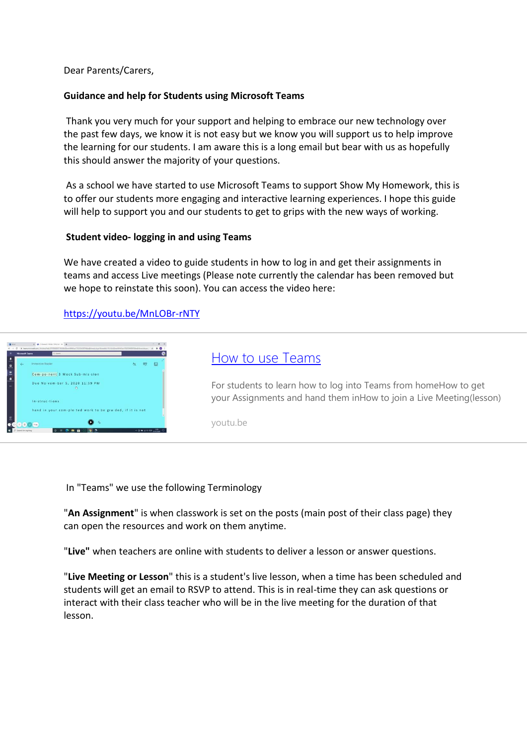Dear Parents/Carers,

**Guidance and help for Students using Microsoft Teams**

Thank you very much for your support and helping to embrace our new technology over the past few days, we know it is not easy but we know you will support us to help improve the learning for our students. I am aware this is a long email but bear with us as hopefully this should answer the majority of your questions.

As a school we have started to use Microsoft Teams to support Show My Homework, this is to offer our students more engaging and interactive learning experiences. I hope this guide will help to support you and our students to get to grips with the new ways of working.

**Student video- logging in and using Teams**

We have created a video to guide students in how to log in and get their assignments in teams and access Live meetings (Please note currently the calendar has been removed but we hope to reinstate this soon). You can access the video here:

https://youtu.be/MnLOBr-rNTY

[How to use Teams](https://youtu.be/MnLOBr-rNTY)

For students to learn how to log into Teams from homeHow to get your Assignments and hand them inHow to join a Live Meeting(lesson)

youtu.be

In "Teams" we use the following Terminology

"**An Assignment**" is when classwork is set on the posts (main post of their class page) they can open the resources and work on them anytime.

"**Live"** when teachers are online with students to deliver a lesson or answer questions.

"**Live Meeting or Lesson**" this is a student's live lesson, when a time has been scheduled and students will get an email to RSVP to attend. This is in real-time they can ask questions or interact with their class teacher who will be in the live meeting for the duration of that lesson.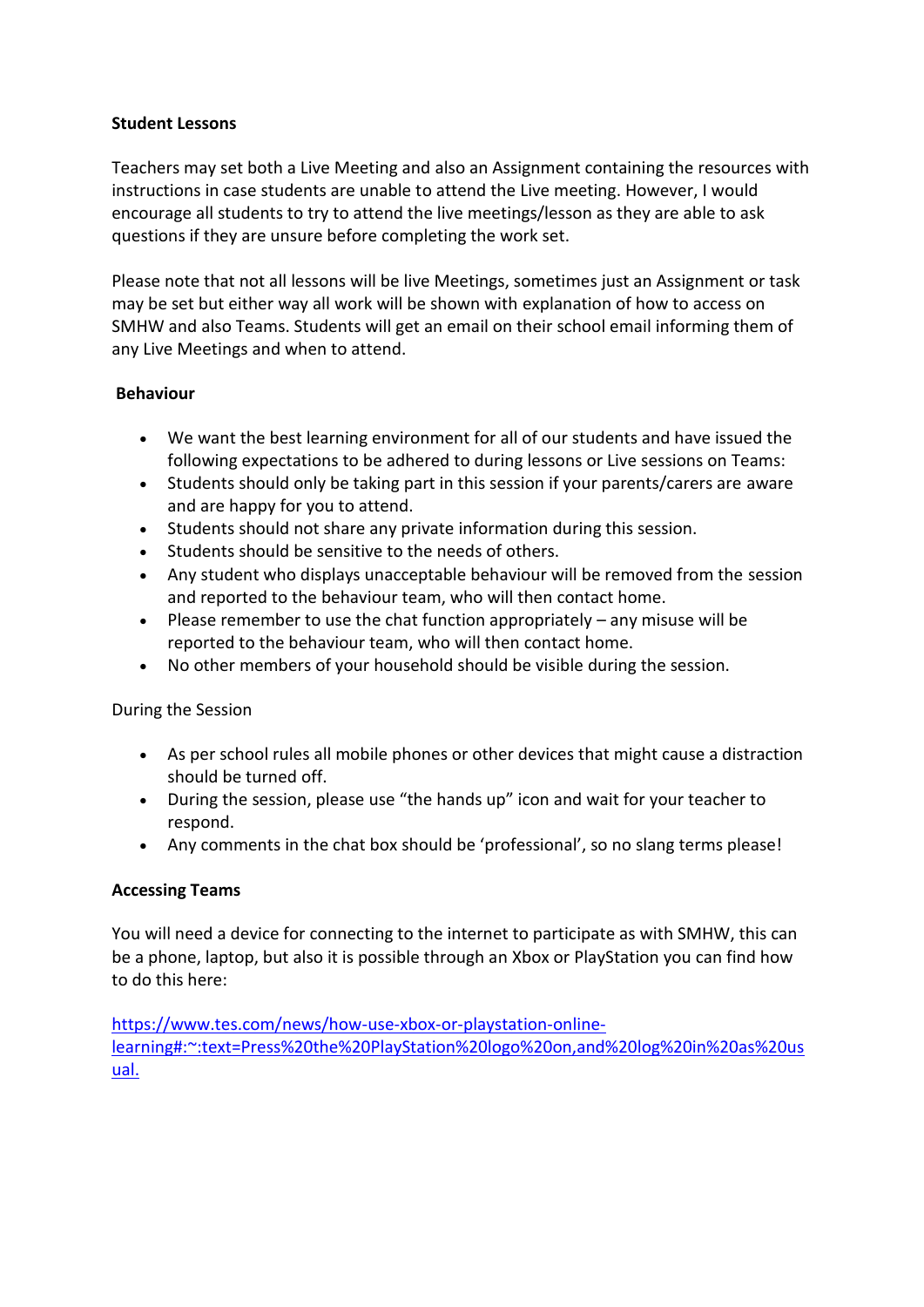**Student Lessons**

Teachers may set both a Live Meeting and also an Assignment containing the resources with instructions in case students are unable to attend the Live meeting. However, I would encourage all students to try to attend the live meetings/lesson as they are able to ask questions if they are unsure before completing the work set.

Please note that not all lessons will be live Meetings, sometimes just an Assignment or task may be set but either way all work will be shown with explanation of how to access on SMHW and also Teams. Students will get an email on their school email informing them of any Live Meetings and when to attend.

**Behaviour**

- We want the best learning environment for all of our students and have issued the following expectations to be adhered to during lessons or Live sessions on Teams:
- Students should only be taking part in this session if your parents/carers are aware and are happy for you to attend.
- Students should not share any private information during this session.
- Students should be sensitive to the needs of others.
- Any student who displays unacceptable behaviour will be removed from the session and reported to the behaviour team, who will then contact home.
- Please remember to use the chat function appropriately – any misuse will be reported to the behaviour team, who will then contact home.
- No other members of your household should be visible during the session.

During the Session

- As per school rules all mobile phones or other devices that might cause a distraction should be turned off.
- During the session, please use "the hands up" icon and wait for your teacher to respond.
- Any comments in the chat box should be 'professional', so no slang terms please!

**Accessing Teams**

You will need a device for connecting to the internet to participate as with SMHW, this can be a phone, laptop, but also it is possible through an Xbox or PlayStation you can find how to do this here:

https://www.tes.com/news/how-use-xbox-or-playstation-online-learning#:~:text=Press%20the%20PlayStation%20logo%20on,and%20log%20in%20as%20usual.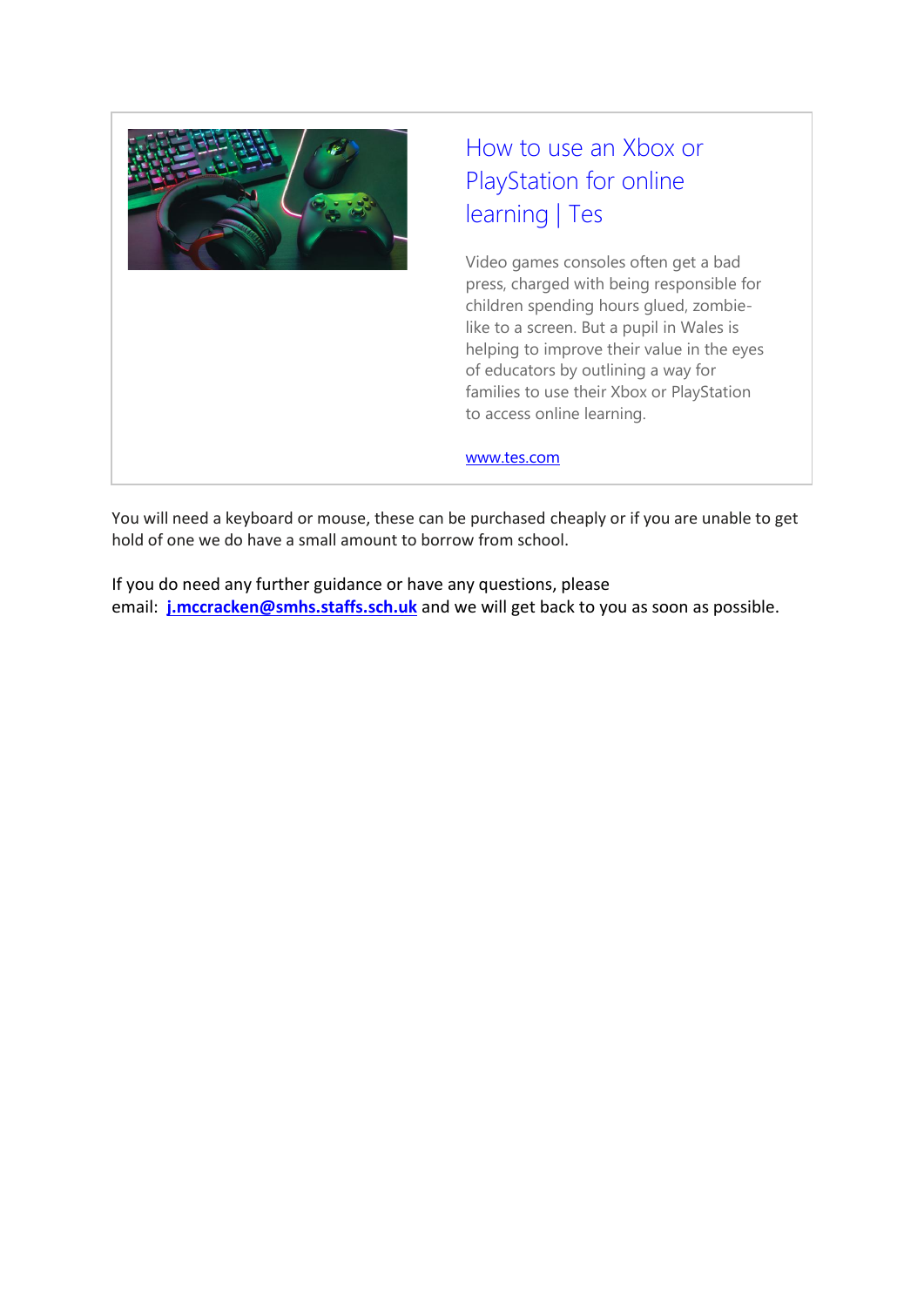### How to use an Xbox or PlayStation for online learning | Tes

Video games consoles often get a bad press, charged with being responsible for children spending hours glued, zombie-like to a screen. But a pupil in Wales is helping to improve their value in the eyes of educators by outlining a way for families to use their Xbox or PlayStation to access online learning.

www.tes.com

You will need a keyboard or mouse, these can be purchased cheaply or if you are unable to get hold of one we do have a small amount to borrow from school.

If you do need any further guidance or have any questions, please email: **j.mccracken@smhs.staffs.sch.uk** and we will get back to you as soon as possible.